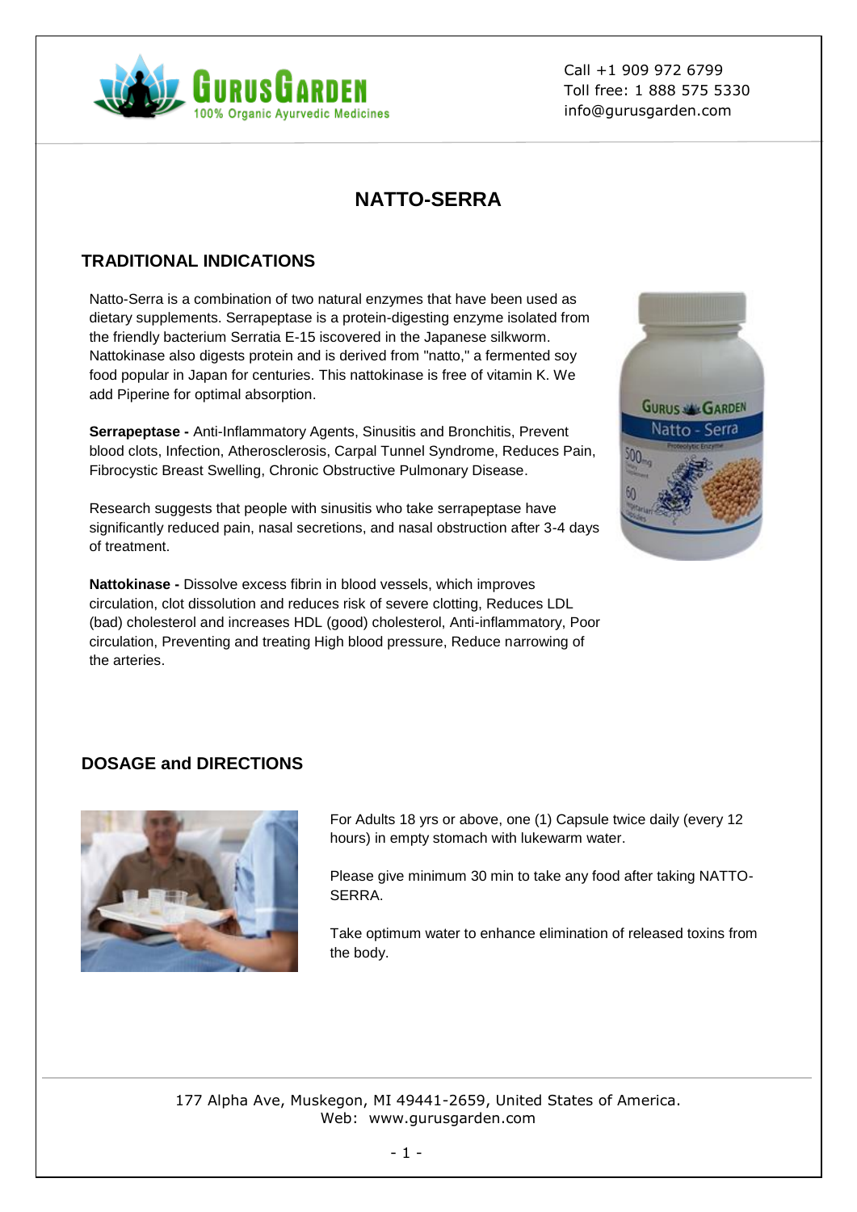Call +1 909 972 6799
Toll free: 1 888 575 5330
info@gurusgarden.com

# NATTO-SERRA

## TRADITIONAL INDICATIONS

Natto-Serra is a combination of two natural enzymes that have been used as dietary supplements. Serrapeptase is a protein-digesting enzyme isolated from the friendly bacterium Serratia E-15 iscovered in the Japanese silkworm. Nattokinase also digests protein and is derived from "natto," a fermented soy food popular in Japan for centuries. This nattokinase is free of vitamin K. We add Piperine for optimal absorption.

**Serrapeptase -** Anti-Inflammatory Agents, Sinusitis and Bronchitis, Prevent blood clots, Infection, Atherosclerosis, Carpal Tunnel Syndrome, Reduces Pain, Fibrocystic Breast Swelling, Chronic Obstructive Pulmonary Disease.

Research suggests that people with sinusitis who take serrapeptase have significantly reduced pain, nasal secretions, and nasal obstruction after 3-4 days of treatment.

**Nattokinase -** Dissolve excess fibrin in blood vessels, which improves circulation, clot dissolution and reduces risk of severe clotting, Reduces LDL (bad) cholesterol and increases HDL (good) cholesterol, Anti-inflammatory, Poor circulation, Preventing and treating High blood pressure, Reduce narrowing of the arteries.

## DOSAGE and DIRECTIONS

For Adults 18 yrs or above, one (1) Capsule twice daily (every 12 hours) in empty stomach with lukewarm water.

Please give minimum 30 min to take any food after taking NATTO-SERRA.

Take optimum water to enhance elimination of released toxins from the body.

177 Alpha Ave, Muskegon, MI 49441-2659, United States of America.
Web: www.gurusgarden.com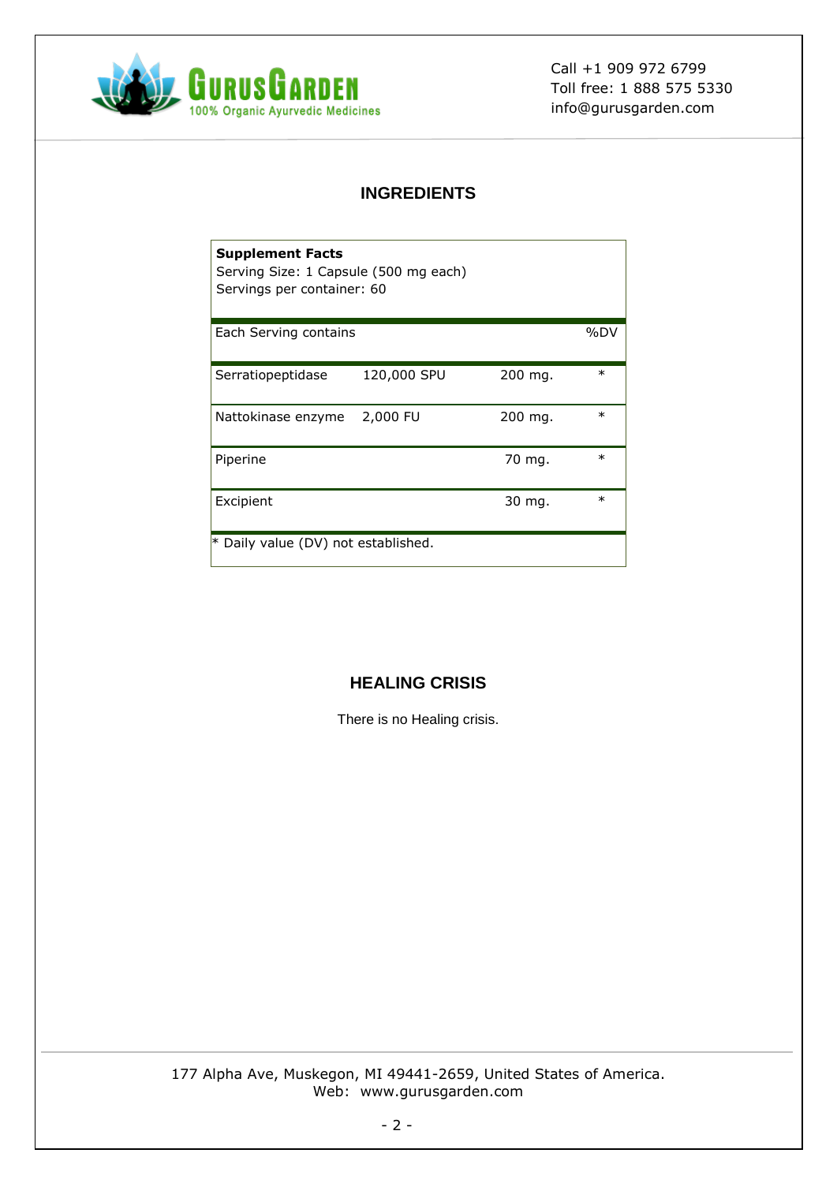## INGREDIENTS

**Supplement Facts**
Serving Size: 1 Capsule (500 mg each)
Servings per container: 60

| Each Serving contains | | | %DV |
|---|---|---|---|
| Serratiopeptidase | 120,000 SPU | 200 mg. | * |
| Nattokinase enzyme | 2,000 FU | 200 mg. | * |
| Piperine | | 70 mg. | * |
| Excipient | | 30 mg. | * |

* Daily value (DV) not established.

## HEALING CRISIS

There is no Healing crisis.